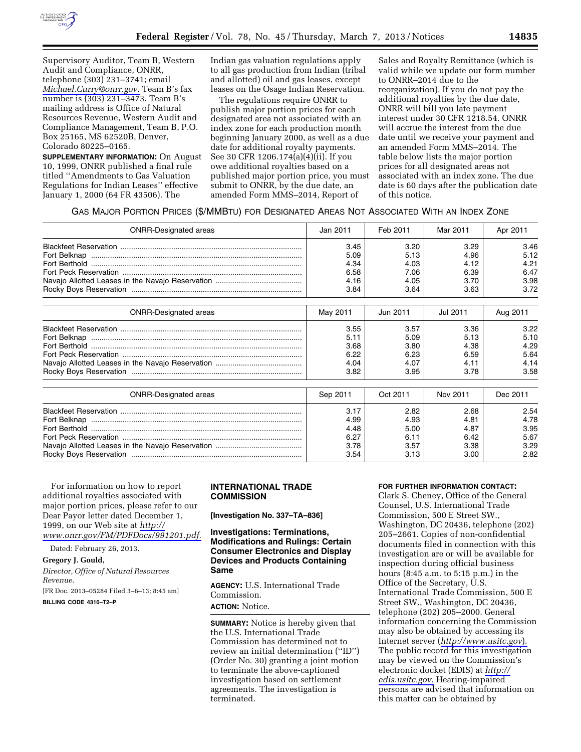Supervisory Auditor, Team B, Western Audit and Compliance, ONRR, telephone (303) 231–3741; email *Michael.Curry@onrr.gov.* Team B's fax number is (303) 231–3473. Team B's mailing address is Office of Natural Resources Revenue, Western Audit and Compliance Management, Team B, P.O. Box 25165, MS 62520B, Denver, Colorado 80225–0165.

**SUPPLEMENTARY INFORMATION:** On August 10, 1999, ONRR published a final rule titled ''Amendments to Gas Valuation Regulations for Indian Leases'' effective January 1, 2000 (64 FR 43506). The Indian gas valuation regulations apply to all gas production from Indian (tribal and allotted) oil and gas leases, except leases on the Osage Indian Reservation.

The regulations require ONRR to publish major portion prices for each designated area not associated with an index zone for each production month beginning January 2000, as well as a due date for additional royalty payments. See 30 CFR 1206.174(a)(4)(ii). If you owe additional royalties based on a published major portion price, you must submit to ONRR, by the due date, an amended Form MMS–2014, Report of Sales and Royalty Remittance (which is valid while we update our form number to ONRR–2014 due to the reorganization). If you do not pay the additional royalties by the due date, ONRR will bill you late payment interest under 30 CFR 1218.54. ONRR will accrue the interest from the due date until we receive your payment and an amended Form MMS–2014. The table below lists the major portion prices for all designated areas not associated with an index zone. The due date is 60 days after the publication date of this notice.

GAS MAJOR PORTION PRICES ($/MMBTU) FOR DESIGNATED AREAS NOT ASSOCIATED WITH AN INDEX ZONE

| ONRR-Designated areas | Jan 2011 | Feb 2011 | Mar 2011 | Apr 2011 |
|---|---|---|---|---|
| Blackfeet Reservation | 3.45 | 3.20 | 3.29 | 3.46 |
| Fort Belknap | 5.09 | 5.13 | 4.96 | 5.12 |
| Fort Berthold | 4.34 | 4.03 | 4.12 | 4.21 |
| Fort Peck Reservation | 6.58 | 7.06 | 6.39 | 6.47 |
| Navajo Allotted Leases in the Navajo Reservation | 4.16 | 4.05 | 3.70 | 3.98 |
| Rocky Boys Reservation | 3.84 | 3.64 | 3.63 | 3.72 |

| ONRR-Designated areas | May 2011 | Jun 2011 | Jul 2011 | Aug 2011 |
|---|---|---|---|---|
| Blackfeet Reservation | 3.55 | 3.57 | 3.36 | 3.22 |
| Fort Belknap | 5.11 | 5.09 | 5.13 | 5.10 |
| Fort Berthold | 3.68 | 3.80 | 4.38 | 4.29 |
| Fort Peck Reservation | 6.22 | 6.23 | 6.59 | 5.64 |
| Navajo Allotted Leases in the Navajo Reservation | 4.04 | 4.07 | 4.11 | 4.14 |
| Rocky Boys Reservation | 3.82 | 3.95 | 3.78 | 3.58 |

| ONRR-Designated areas | Sep 2011 | Oct 2011 | Nov 2011 | Dec 2011 |
|---|---|---|---|---|
| Blackfeet Reservation | 3.17 | 2.82 | 2.68 | 2.54 |
| Fort Belknap | 4.99 | 4.93 | 4.81 | 4.78 |
| Fort Berthold | 4.48 | 5.00 | 4.87 | 3.95 |
| Fort Peck Reservation | 6.27 | 6.11 | 6.42 | 5.67 |
| Navajo Allotted Leases in the Navajo Reservation | 3.78 | 3.57 | 3.38 | 3.29 |
| Rocky Boys Reservation | 3.54 | 3.13 | 3.00 | 2.82 |

For information on how to report additional royalties associated with major portion prices, please refer to our Dear Payor letter dated December 1, 1999, on our Web site at *http://www.onrr.gov/FM/PDFDocs/991201.pdf.*

Dated: February 26, 2013.

**Gregory J. Gould,**

*Director, Office of Natural Resources Revenue.*

[FR Doc. 2013–05284 Filed 3–6–13; 8:45 am]

**BILLING CODE 4310–T2–P**

## INTERNATIONAL TRADE COMMISSION

**[Investigation No. 337–TA–836]**

### Investigations: Terminations, Modifications and Rulings: Certain Consumer Electronics and Display Devices and Products Containing Same

**AGENCY:** U.S. International Trade Commission.

**ACTION:** Notice.

**SUMMARY:** Notice is hereby given that the U.S. International Trade Commission has determined not to review an initial determination (''ID'') (Order No. 30) granting a joint motion to terminate the above-captioned investigation based on settlement agreements. The investigation is terminated.

**FOR FURTHER INFORMATION CONTACT:** Clark S. Cheney, Office of the General Counsel, U.S. International Trade Commission, 500 E Street SW., Washington, DC 20436, telephone (202) 205–2661. Copies of non-confidential documents filed in connection with this investigation are or will be available for inspection during official business hours (8:45 a.m. to 5:15 p.m.) in the Office of the Secretary, U.S. International Trade Commission, 500 E Street SW., Washington, DC 20436, telephone (202) 205–2000. General information concerning the Commission may also be obtained by accessing its Internet server (*http://www.usitc.gov*). The public record for this investigation may be viewed on the Commission's electronic docket (EDIS) at *http://edis.usitc.gov.* Hearing-impaired persons are advised that information on this matter can be obtained by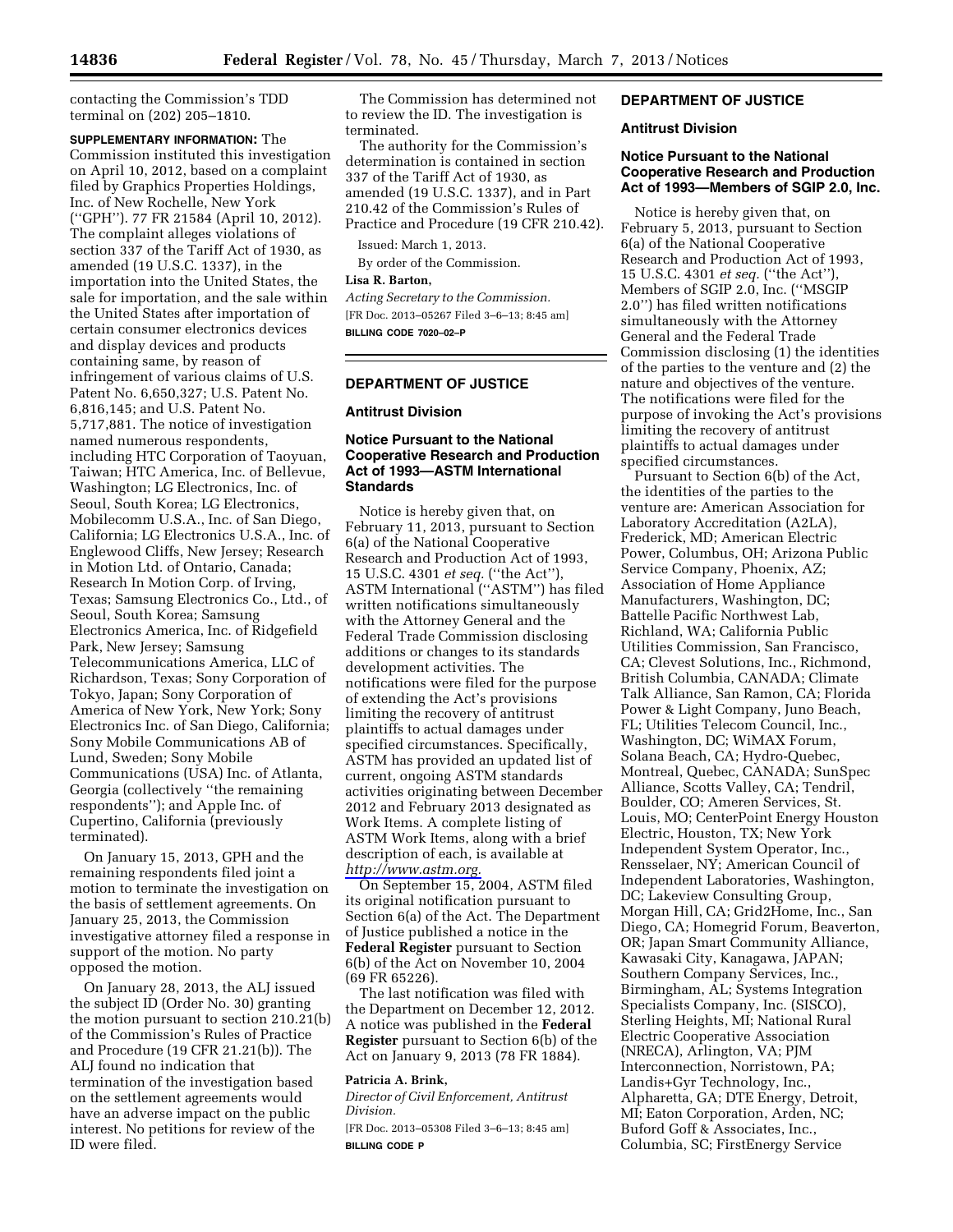contacting the Commission's TDD terminal on (202) 205–1810.

**SUPPLEMENTARY INFORMATION:** The Commission instituted this investigation on April 10, 2012, based on a complaint filed by Graphics Properties Holdings, Inc. of New Rochelle, New York (''GPH''). 77 FR 21584 (April 10, 2012). The complaint alleges violations of section 337 of the Tariff Act of 1930, as amended (19 U.S.C. 1337), in the importation into the United States, the sale for importation, and the sale within the United States after importation of certain consumer electronics devices and display devices and products containing same, by reason of infringement of various claims of U.S. Patent No. 6,650,327; U.S. Patent No. 6,816,145; and U.S. Patent No. 5,717,881. The notice of investigation named numerous respondents, including HTC Corporation of Taoyuan, Taiwan; HTC America, Inc. of Bellevue, Washington; LG Electronics, Inc. of Seoul, South Korea; LG Electronics, Mobilecomm U.S.A., Inc. of San Diego, California; LG Electronics U.S.A., Inc. of Englewood Cliffs, New Jersey; Research in Motion Ltd. of Ontario, Canada; Research In Motion Corp. of Irving, Texas; Samsung Electronics Co., Ltd., of Seoul, South Korea; Samsung Electronics America, Inc. of Ridgefield Park, New Jersey; Samsung Telecommunications America, LLC of Richardson, Texas; Sony Corporation of Tokyo, Japan; Sony Corporation of America of New York, New York; Sony Electronics Inc. of San Diego, California; Sony Mobile Communications AB of Lund, Sweden; Sony Mobile Communications (USA) Inc. of Atlanta, Georgia (collectively ''the remaining respondents''); and Apple Inc. of Cupertino, California (previously terminated).

On January 15, 2013, GPH and the remaining respondents filed joint a motion to terminate the investigation on the basis of settlement agreements. On January 25, 2013, the Commission investigative attorney filed a response in support of the motion. No party opposed the motion.

On January 28, 2013, the ALJ issued the subject ID (Order No. 30) granting the motion pursuant to section 210.21(b) of the Commission's Rules of Practice and Procedure (19 CFR 21.21(b)). The ALJ found no indication that termination of the investigation based on the settlement agreements would have an adverse impact on the public interest. No petitions for review of the ID were filed.

The Commission has determined not to review the ID. The investigation is terminated.

The authority for the Commission's determination is contained in section 337 of the Tariff Act of 1930, as amended (19 U.S.C. 1337), and in Part 210.42 of the Commission's Rules of Practice and Procedure (19 CFR 210.42).

Issued: March 1, 2013.

By order of the Commission.

**Lisa R. Barton,**

*Acting Secretary to the Commission.*

[FR Doc. 2013–05267 Filed 3–6–13; 8:45 am]

**BILLING CODE 7020–02–P**

## DEPARTMENT OF JUSTICE

### Antitrust Division

### Notice Pursuant to the National Cooperative Research and Production Act of 1993—ASTM International Standards

Notice is hereby given that, on February 11, 2013, pursuant to Section 6(a) of the National Cooperative Research and Production Act of 1993, 15 U.S.C. 4301 *et seq.* (''the Act''), ASTM International (''ASTM'') has filed written notifications simultaneously with the Attorney General and the Federal Trade Commission disclosing additions or changes to its standards development activities. The notifications were filed for the purpose of extending the Act's provisions limiting the recovery of antitrust plaintiffs to actual damages under specified circumstances. Specifically, ASTM has provided an updated list of current, ongoing ASTM standards activities originating between December 2012 and February 2013 designated as Work Items. A complete listing of ASTM Work Items, along with a brief description of each, is available at *http://www.astm.org.*

On September 15, 2004, ASTM filed its original notification pursuant to Section 6(a) of the Act. The Department of Justice published a notice in the **Federal Register** pursuant to Section 6(b) of the Act on November 10, 2004 (69 FR 65226).

The last notification was filed with the Department on December 12, 2012. A notice was published in the **Federal Register** pursuant to Section 6(b) of the Act on January 9, 2013 (78 FR 1884).

**Patricia A. Brink,**

*Director of Civil Enforcement, Antitrust Division.*

[FR Doc. 2013–05308 Filed 3–6–13; 8:45 am]

**BILLING CODE P**

## DEPARTMENT OF JUSTICE

### Antitrust Division

### Notice Pursuant to the National Cooperative Research and Production Act of 1993—Members of SGIP 2.0, Inc.

Notice is hereby given that, on February 5, 2013, pursuant to Section 6(a) of the National Cooperative Research and Production Act of 1993, 15 U.S.C. 4301 *et seq.* (''the Act''), Members of SGIP 2.0, Inc. (''MSGIP 2.0'') has filed written notifications simultaneously with the Attorney General and the Federal Trade Commission disclosing (1) the identities of the parties to the venture and (2) the nature and objectives of the venture. The notifications were filed for the purpose of invoking the Act's provisions limiting the recovery of antitrust plaintiffs to actual damages under specified circumstances.

Pursuant to Section 6(b) of the Act, the identities of the parties to the venture are: American Association for Laboratory Accreditation (A2LA), Frederick, MD; American Electric Power, Columbus, OH; Arizona Public Service Company, Phoenix, AZ; Association of Home Appliance Manufacturers, Washington, DC; Battelle Pacific Northwest Lab, Richland, WA; California Public Utilities Commission, San Francisco, CA; Clevest Solutions, Inc., Richmond, British Columbia, CANADA; Climate Talk Alliance, San Ramon, CA; Florida Power & Light Company, Juno Beach, FL; Utilities Telecom Council, Inc., Washington, DC; WiMAX Forum, Solana Beach, CA; Hydro-Quebec, Montreal, Quebec, CANADA; SunSpec Alliance, Scotts Valley, CA; Tendril, Boulder, CO; Ameren Services, St. Louis, MO; CenterPoint Energy Houston Electric, Houston, TX; New York Independent System Operator, Inc., Rensselaer, NY; American Council of Independent Laboratories, Washington, DC; Lakeview Consulting Group, Morgan Hill, CA; Grid2Home, Inc., San Diego, CA; Homegrid Forum, Beaverton, OR; Japan Smart Community Alliance, Kawasaki City, Kanagawa, JAPAN; Southern Company Services, Inc., Birmingham, AL; Systems Integration Specialists Company, Inc. (SISCO), Sterling Heights, MI; National Rural Electric Cooperative Association (NRECA), Arlington, VA; PJM Interconnection, Norristown, PA; Landis+Gyr Technology, Inc., Alpharetta, GA; DTE Energy, Detroit, MI; Eaton Corporation, Arden, NC; Buford Goff & Associates, Inc., Columbia, SC; FirstEnergy Service